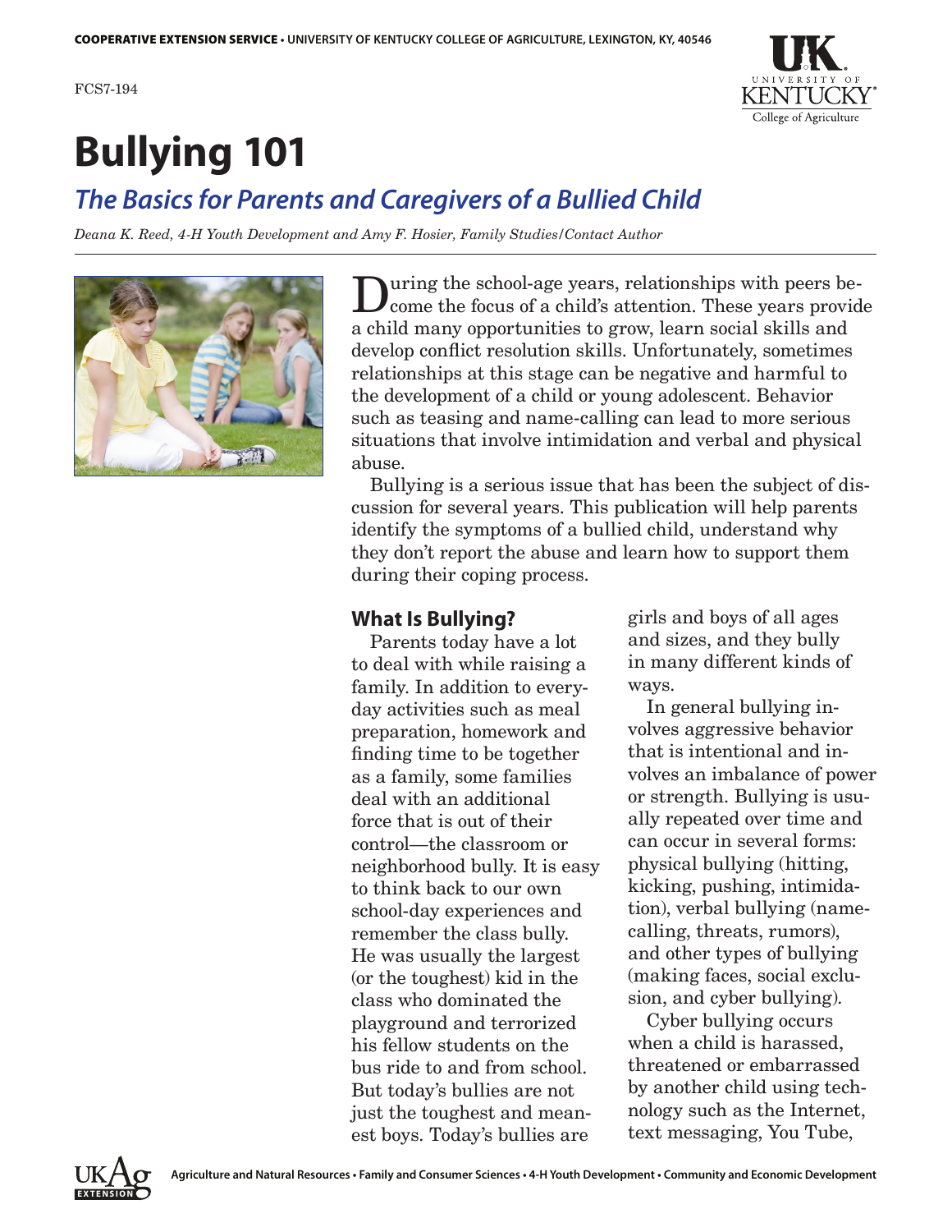COOPERATIVE EXTENSION SERVICE • UNIVERSITY OF KENTUCKY COLLEGE OF AGRICULTURE, LEXINGTON, KY, 40546

FCS7-194

# Bullying 101

## *The Basics for Parents and Caregivers of a Bullied Child*

*Deana K. Reed, 4-H Youth Development and Amy F. Hosier, Family Studies/Contact Author*

During the school-age years, relationships with peers become the focus of a child's attention. These years provide a child many opportunities to grow, learn social skills and develop conflict resolution skills. Unfortunately, sometimes relationships at this stage can be negative and harmful to the development of a child or young adolescent. Behavior such as teasing and name-calling can lead to more serious situations that involve intimidation and verbal and physical abuse.

Bullying is a serious issue that has been the subject of discussion for several years. This publication will help parents identify the symptoms of a bullied child, understand why they don't report the abuse and learn how to support them during their coping process.

### What Is Bullying?

Parents today have a lot to deal with while raising a family. In addition to everyday activities such as meal preparation, homework and finding time to be together as a family, some families deal with an additional force that is out of their control—the classroom or neighborhood bully. It is easy to think back to our own school-day experiences and remember the class bully. He was usually the largest (or the toughest) kid in the class who dominated the playground and terrorized his fellow students on the bus ride to and from school. But today's bullies are not just the toughest and meanest boys. Today's bullies are girls and boys of all ages and sizes, and they bully in many different kinds of ways.

In general bullying involves aggressive behavior that is intentional and involves an imbalance of power or strength. Bullying is usually repeated over time and can occur in several forms: physical bullying (hitting, kicking, pushing, intimidation), verbal bullying (name-calling, threats, rumors), and other types of bullying (making faces, social exclusion, and cyber bullying).

Cyber bullying occurs when a child is harassed, threatened or embarrassed by another child using technology such as the Internet, text messaging, You Tube,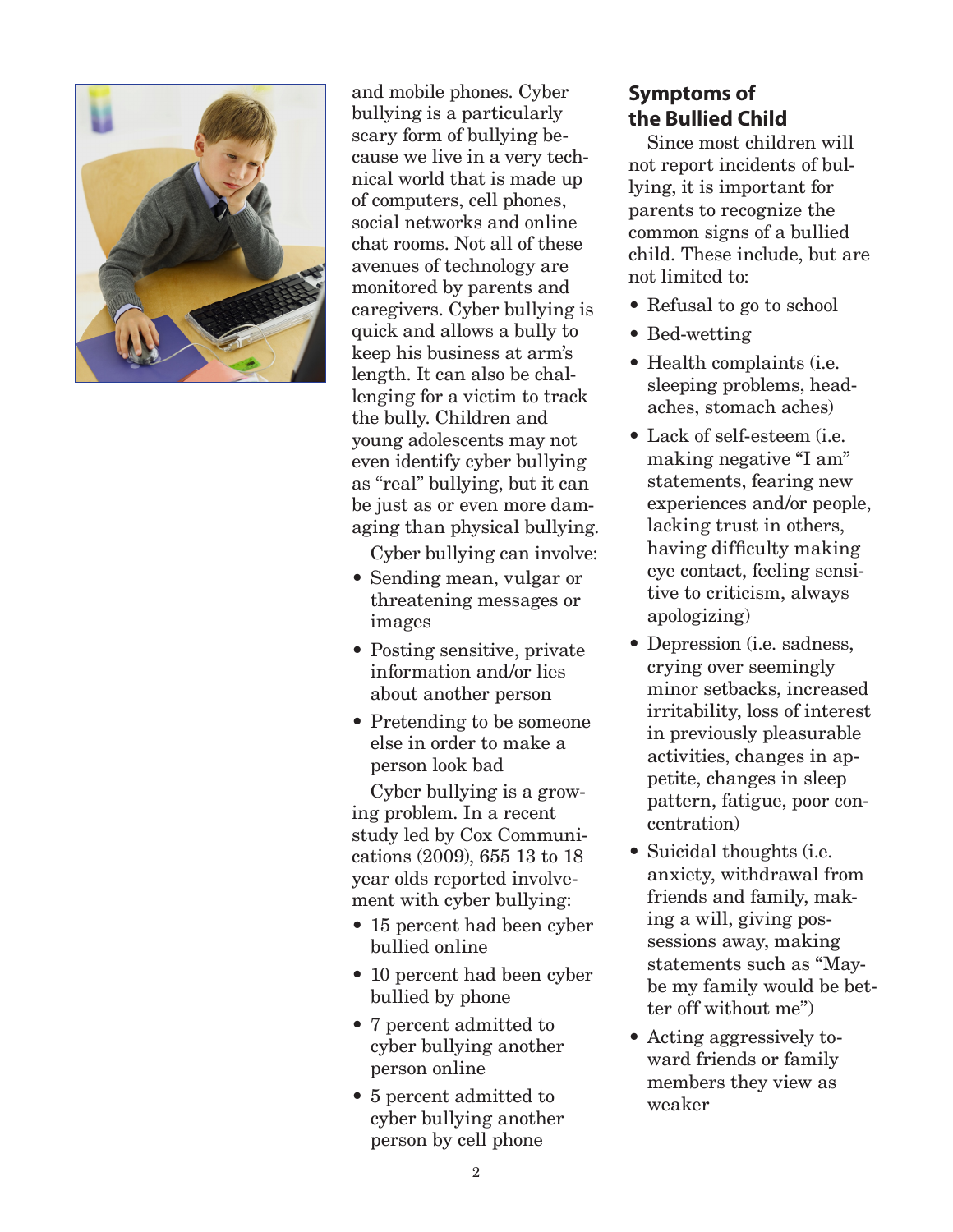and mobile phones. Cyber bullying is a particularly scary form of bullying because we live in a very technical world that is made up of computers, cell phones, social networks and online chat rooms. Not all of these avenues of technology are monitored by parents and caregivers. Cyber bullying is quick and allows a bully to keep his business at arm's length. It can also be challenging for a victim to track the bully. Children and young adolescents may not even identify cyber bullying as "real" bullying, but it can be just as or even more damaging than physical bullying.

Cyber bullying can involve:

- Sending mean, vulgar or threatening messages or images
- Posting sensitive, private information and/or lies about another person
- Pretending to be someone else in order to make a person look bad

Cyber bullying is a growing problem. In a recent study led by Cox Communications (2009), 655 13 to 18 year olds reported involvement with cyber bullying:

- 15 percent had been cyber bullied online
- 10 percent had been cyber bullied by phone
- 7 percent admitted to cyber bullying another person online
- 5 percent admitted to cyber bullying another person by cell phone

## Symptoms of the Bullied Child

Since most children will not report incidents of bullying, it is important for parents to recognize the common signs of a bullied child. These include, but are not limited to:

- Refusal to go to school
- Bed-wetting
- Health complaints (i.e. sleeping problems, headaches, stomach aches)
- Lack of self-esteem (i.e. making negative "I am" statements, fearing new experiences and/or people, lacking trust in others, having difficulty making eye contact, feeling sensitive to criticism, always apologizing)
- Depression (i.e. sadness, crying over seemingly minor setbacks, increased irritability, loss of interest in previously pleasurable activities, changes in appetite, changes in sleep pattern, fatigue, poor concentration)
- Suicidal thoughts (i.e. anxiety, withdrawal from friends and family, making a will, giving possessions away, making statements such as "Maybe my family would be better off without me")
- Acting aggressively toward friends or family members they view as weaker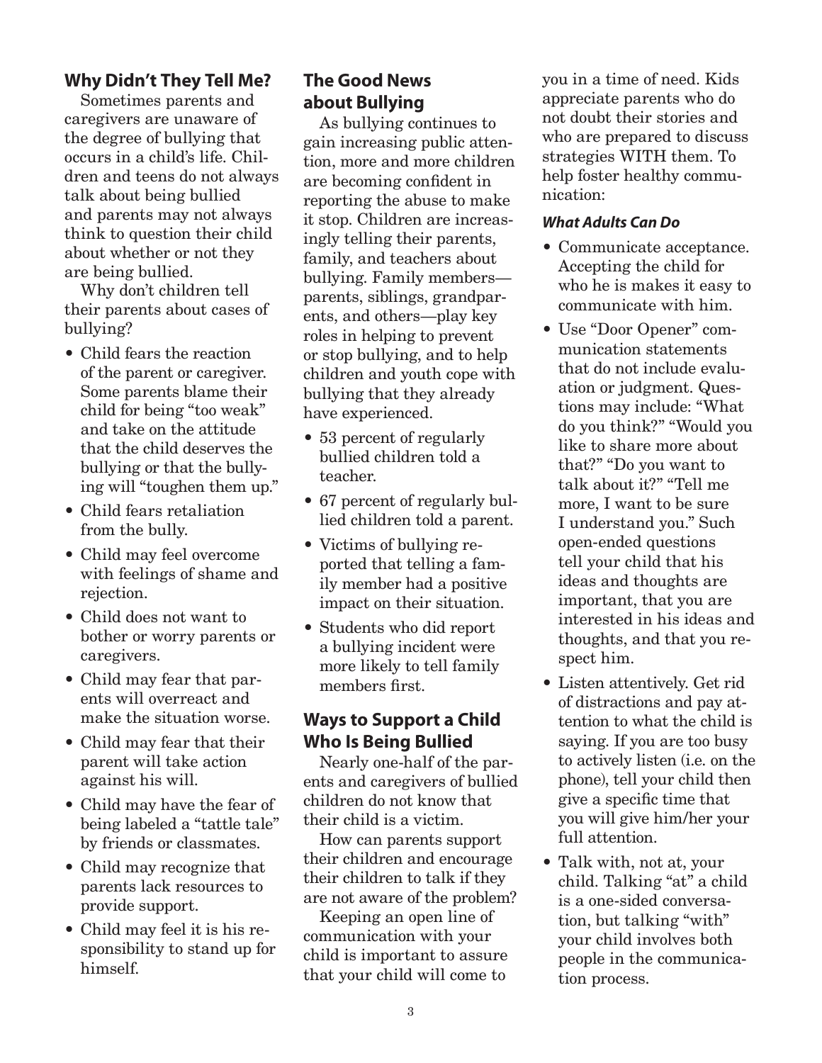## Why Didn't They Tell Me?

Sometimes parents and caregivers are unaware of the degree of bullying that occurs in a child's life. Children and teens do not always talk about being bullied and parents may not always think to question their child about whether or not they are being bullied.

Why don't children tell their parents about cases of bullying?

- Child fears the reaction of the parent or caregiver. Some parents blame their child for being "too weak" and take on the attitude that the child deserves the bullying or that the bullying will "toughen them up."
- Child fears retaliation from the bully.
- Child may feel overcome with feelings of shame and rejection.
- Child does not want to bother or worry parents or caregivers.
- Child may fear that parents will overreact and make the situation worse.
- Child may fear that their parent will take action against his will.
- Child may have the fear of being labeled a "tattle tale" by friends or classmates.
- Child may recognize that parents lack resources to provide support.
- Child may feel it is his responsibility to stand up for himself.

## The Good News about Bullying

As bullying continues to gain increasing public attention, more and more children are becoming confident in reporting the abuse to make it stop. Children are increasingly telling their parents, family, and teachers about bullying. Family members—parents, siblings, grandparents, and others—play key roles in helping to prevent or stop bullying, and to help children and youth cope with bullying that they already have experienced.

- 53 percent of regularly bullied children told a teacher.
- 67 percent of regularly bullied children told a parent.
- Victims of bullying reported that telling a family member had a positive impact on their situation.
- Students who did report a bullying incident were more likely to tell family members first.

## Ways to Support a Child Who Is Being Bullied

Nearly one-half of the parents and caregivers of bullied children do not know that their child is a victim.

How can parents support their children and encourage their children to talk if they are not aware of the problem?

Keeping an open line of communication with your child is important to assure that your child will come to you in a time of need. Kids appreciate parents who do not doubt their stories and who are prepared to discuss strategies WITH them. To help foster healthy communication:

#### *What Adults Can Do*

- Communicate acceptance. Accepting the child for who he is makes it easy to communicate with him.
- Use "Door Opener" communication statements that do not include evaluation or judgment. Questions may include: "What do you think?" "Would you like to share more about that?" "Do you want to talk about it?" "Tell me more, I want to be sure I understand you." Such open-ended questions tell your child that his ideas and thoughts are important, that you are interested in his ideas and thoughts, and that you respect him.
- Listen attentively. Get rid of distractions and pay attention to what the child is saying. If you are too busy to actively listen (i.e. on the phone), tell your child then give a specific time that you will give him/her your full attention.
- Talk with, not at, your child. Talking "at" a child is a one-sided conversation, but talking "with" your child involves both people in the communication process.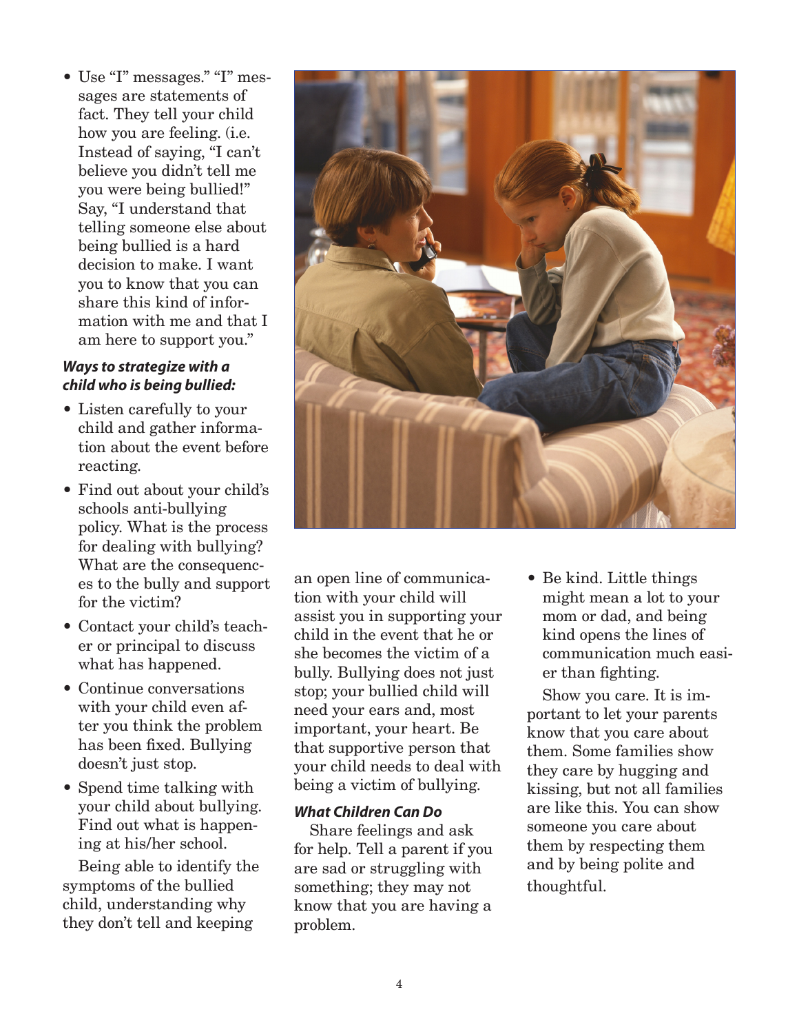- Use "I" messages." "I" messages are statements of fact. They tell your child how you are feeling. (i.e. Instead of saying, "I can't believe you didn't tell me you were being bullied!" Say, "I understand that telling someone else about being bullied is a hard decision to make. I want you to know that you can share this kind of information with me and that I am here to support you."

***Ways to strategize with a child who is being bullied:***

- Listen carefully to your child and gather information about the event before reacting.
- Find out about your child's schools anti-bullying policy. What is the process for dealing with bullying? What are the consequences to the bully and support for the victim?
- Contact your child's teacher or principal to discuss what has happened.
- Continue conversations with your child even after you think the problem has been fixed. Bullying doesn't just stop.
- Spend time talking with your child about bullying. Find out what is happening at his/her school.

Being able to identify the symptoms of the bullied child, understanding why they don't tell and keeping an open line of communication with your child will assist you in supporting your child in the event that he or she becomes the victim of a bully. Bullying does not just stop; your bullied child will need your ears and, most important, your heart. Be that supportive person that your child needs to deal with being a victim of bullying.

***What Children Can Do***

Share feelings and ask for help. Tell a parent if you are sad or struggling with something; they may not know that you are having a problem.

- Be kind. Little things might mean a lot to your mom or dad, and being kind opens the lines of communication much easier than fighting.

Show you care. It is important to let your parents know that you care about them. Some families show they care by hugging and kissing, but not all families are like this. You can show someone you care about them by respecting them and by being polite and thoughtful.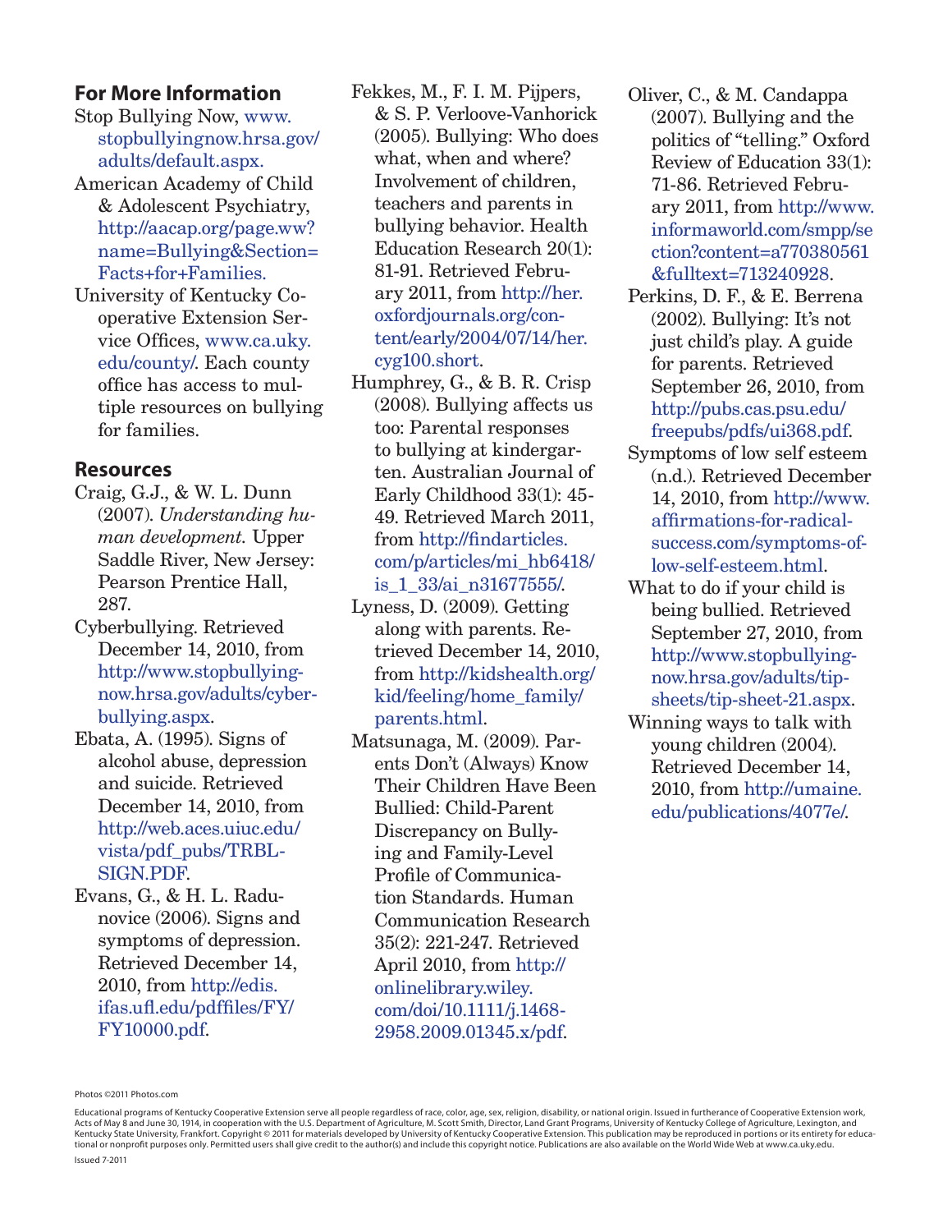## For More Information

Stop Bullying Now, www.stopbullyingnow.hrsa.gov/adults/default.aspx.

American Academy of Child & Adolescent Psychiatry, http://aacap.org/page.ww?name=Bullying&Section=Facts+for+Families.

University of Kentucky Cooperative Extension Service Offices, www.ca.uky.edu/county/. Each county office has access to multiple resources on bullying for families.

## Resources

Craig, G.J., & W. L. Dunn (2007). *Understanding human development.* Upper Saddle River, New Jersey: Pearson Prentice Hall, 287.

Cyberbullying. Retrieved December 14, 2010, from http://www.stopbullyingnow.hrsa.gov/adults/cyberbullying.aspx.

Ebata, A. (1995). Signs of alcohol abuse, depression and suicide. Retrieved December 14, 2010, from http://web.aces.uiuc.edu/vista/pdf_pubs/TRBLSIGN.PDF.

Evans, G., & H. L. Radunovice (2006). Signs and symptoms of depression. Retrieved December 14, 2010, from http://edis.ifas.ufl.edu/pdffiles/FY/FY10000.pdf.

Fekkes, M., F. I. M. Pijpers, & S. P. Verloove-Vanhorick (2005). Bullying: Who does what, when and where? Involvement of children, teachers and parents in bullying behavior. Health Education Research 20(1): 81-91. Retrieved February 2011, from http://her.oxfordjournals.org/content/early/2004/07/14/her.cyg100.short.

Humphrey, G., & B. R. Crisp (2008). Bullying affects us too: Parental responses to bullying at kindergarten. Australian Journal of Early Childhood 33(1): 45-49. Retrieved March 2011, from http://findarticles.com/p/articles/mi_hb6418/is_1_33/ai_n31677555/.

Lyness, D. (2009). Getting along with parents. Retrieved December 14, 2010, from http://kidshealth.org/kid/feeling/home_family/parents.html.

Matsunaga, M. (2009). Parents Don't (Always) Know Their Children Have Been Bullied: Child-Parent Discrepancy on Bullying and Family-Level Profile of Communication Standards. Human Communication Research 35(2): 221-247. Retrieved April 2010, from http://onlinelibrary.wiley.com/doi/10.1111/j.1468-2958.2009.01345.x/pdf.

Oliver, C., & M. Candappa (2007). Bullying and the politics of "telling." Oxford Review of Education 33(1): 71-86. Retrieved February 2011, from http://www.informaworld.com/smpp/section?content=a770380561&fulltext=713240928.

Perkins, D. F., & E. Berrena (2002). Bullying: It's not just child's play. A guide for parents. Retrieved September 26, 2010, from http://pubs.cas.psu.edu/freepubs/pdfs/ui368.pdf.

Symptoms of low self esteem (n.d.). Retrieved December 14, 2010, from http://www.affirmations-for-radical-success.com/symptoms-of-low-self-esteem.html.

What to do if your child is being bullied. Retrieved September 27, 2010, from http://www.stopbullyingnow.hrsa.gov/adults/tip-sheets/tip-sheet-21.aspx.

Winning ways to talk with young children (2004). Retrieved December 14, 2010, from http://umaine.edu/publications/4077e/.

Photos ©2011 Photos.com

Educational programs of Kentucky Cooperative Extension serve all people regardless of race, color, age, sex, religion, disability, or national origin. Issued in furtherance of Cooperative Extension work, Acts of May 8 and June 30, 1914, in cooperation with the U.S. Department of Agriculture, M. Scott Smith, Director, Land Grant Programs, University of Kentucky College of Agriculture, Lexington, and Kentucky State University, Frankfort. Copyright © 2011 for materials developed by University of Kentucky Cooperative Extension. This publication may be reproduced in portions or its entirety for educational or nonprofit purposes only. Permitted users shall give credit to the author(s) and include this copyright notice. Publications are also available on the World Wide Web at www.ca.uky.edu.

Issued 7-2011